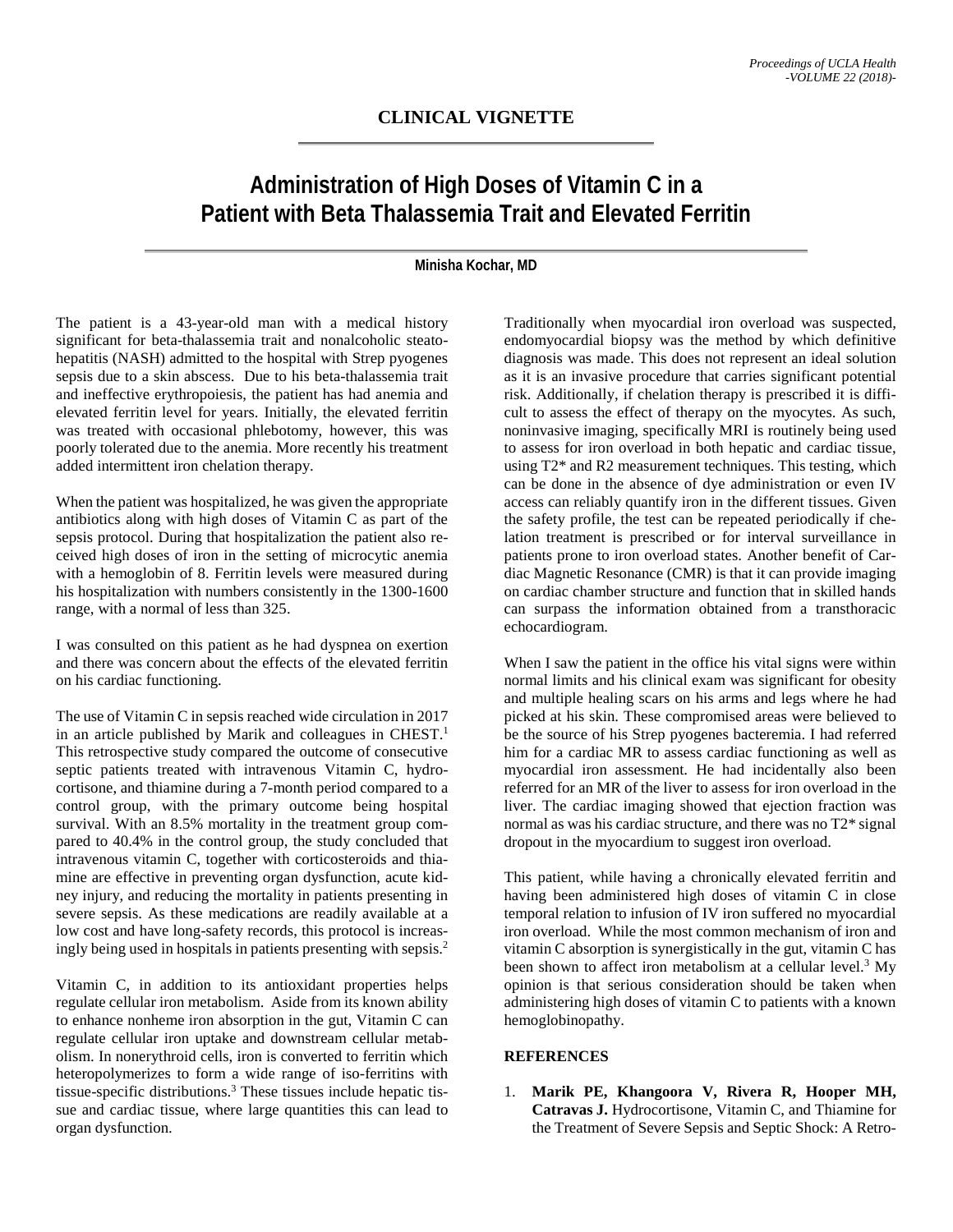## CLINICAL VIGNETTE

# Administration of High Doses of Vitamin C in a Patient with Beta Thalassemia Trait and Elevated Ferritin

**Minisha Kochar, MD**

The patient is a 43-year-old man with a medical history significant for beta-thalassemia trait and nonalcoholic steatohepatitis (NASH) admitted to the hospital with Strep pyogenes sepsis due to a skin abscess. Due to his beta-thalassemia trait and ineffective erythropoiesis, the patient has had anemia and elevated ferritin level for years. Initially, the elevated ferritin was treated with occasional phlebotomy, however, this was poorly tolerated due to the anemia. More recently his treatment added intermittent iron chelation therapy.

When the patient was hospitalized, he was given the appropriate antibiotics along with high doses of Vitamin C as part of the sepsis protocol. During that hospitalization the patient also received high doses of iron in the setting of microcytic anemia with a hemoglobin of 8. Ferritin levels were measured during his hospitalization with numbers consistently in the 1300-1600 range, with a normal of less than 325.

I was consulted on this patient as he had dyspnea on exertion and there was concern about the effects of the elevated ferritin on his cardiac functioning.

The use of Vitamin C in sepsis reached wide circulation in 2017 in an article published by Marik and colleagues in CHEST.[1] This retrospective study compared the outcome of consecutive septic patients treated with intravenous Vitamin C, hydrocortisone, and thiamine during a 7-month period compared to a control group, with the primary outcome being hospital survival. With an 8.5% mortality in the treatment group compared to 40.4% in the control group, the study concluded that intravenous vitamin C, together with corticosteroids and thiamine are effective in preventing organ dysfunction, acute kidney injury, and reducing the mortality in patients presenting in severe sepsis. As these medications are readily available at a low cost and have long-safety records, this protocol is increasingly being used in hospitals in patients presenting with sepsis.[2]

Vitamin C, in addition to its antioxidant properties helps regulate cellular iron metabolism. Aside from its known ability to enhance nonheme iron absorption in the gut, Vitamin C can regulate cellular iron uptake and downstream cellular metabolism. In nonerythroid cells, iron is converted to ferritin which heteropolymerizes to form a wide range of iso-ferritins with tissue-specific distributions.[3] These tissues include hepatic tissue and cardiac tissue, where large quantities this can lead to organ dysfunction.

Traditionally when myocardial iron overload was suspected, endomyocardial biopsy was the method by which definitive diagnosis was made. This does not represent an ideal solution as it is an invasive procedure that carries significant potential risk. Additionally, if chelation therapy is prescribed it is difficult to assess the effect of therapy on the myocytes. As such, noninvasive imaging, specifically MRI is routinely being used to assess for iron overload in both hepatic and cardiac tissue, using T2* and R2 measurement techniques. This testing, which can be done in the absence of dye administration or even IV access can reliably quantify iron in the different tissues. Given the safety profile, the test can be repeated periodically if chelation treatment is prescribed or for interval surveillance in patients prone to iron overload states. Another benefit of Cardiac Magnetic Resonance (CMR) is that it can provide imaging on cardiac chamber structure and function that in skilled hands can surpass the information obtained from a transthoracic echocardiogram.

When I saw the patient in the office his vital signs were within normal limits and his clinical exam was significant for obesity and multiple healing scars on his arms and legs where he had picked at his skin. These compromised areas were believed to be the source of his Strep pyogenes bacteremia. I had referred him for a cardiac MR to assess cardiac functioning as well as myocardial iron assessment. He had incidentally also been referred for an MR of the liver to assess for iron overload in the liver. The cardiac imaging showed that ejection fraction was normal as was his cardiac structure, and there was no T2* signal dropout in the myocardium to suggest iron overload.

This patient, while having a chronically elevated ferritin and having been administered high doses of vitamin C in close temporal relation to infusion of IV iron suffered no myocardial iron overload. While the most common mechanism of iron and vitamin C absorption is synergistically in the gut, vitamin C has been shown to affect iron metabolism at a cellular level.[3] My opinion is that serious consideration should be taken when administering high doses of vitamin C to patients with a known hemoglobinopathy.

### REFERENCES

1. **Marik PE, Khangoora V, Rivera R, Hooper MH, Catravas J.** Hydrocortisone, Vitamin C, and Thiamine for the Treatment of Severe Sepsis and Septic Shock: A Retro-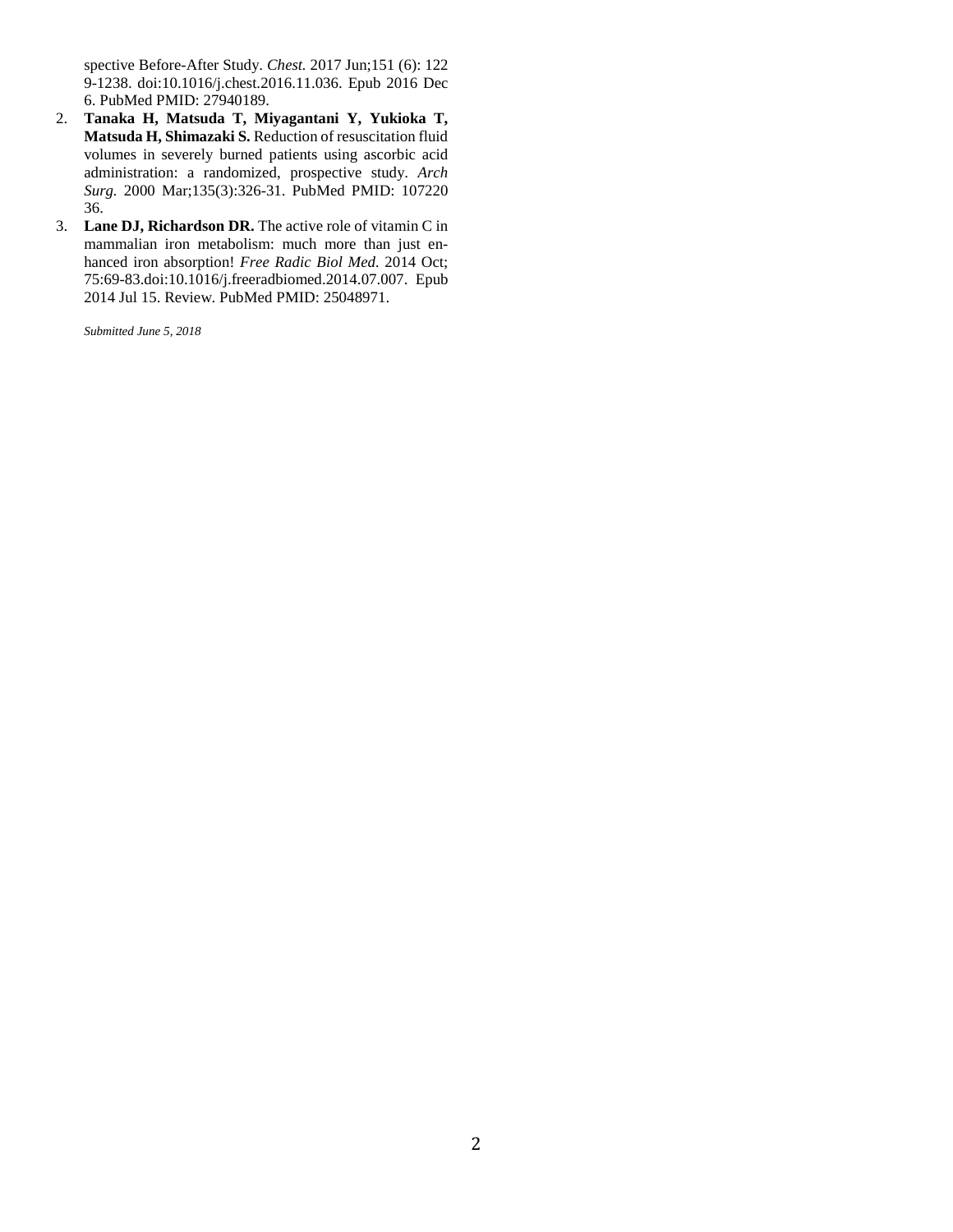spective Before-After Study. *Chest.* 2017 Jun;151 (6): 1229-1238. doi:10.1016/j.chest.2016.11.036. Epub 2016 Dec 6. PubMed PMID: 27940189.

2. **Tanaka H, Matsuda T, Miyagantani Y, Yukioka T, Matsuda H, Shimazaki S.** Reduction of resuscitation fluid volumes in severely burned patients using ascorbic acid administration: a randomized, prospective study. *Arch Surg.* 2000 Mar;135(3):326-31. PubMed PMID: 10722036.
3. **Lane DJ, Richardson DR.** The active role of vitamin C in mammalian iron metabolism: much more than just enhanced iron absorption! *Free Radic Biol Med.* 2014 Oct; 75:69-83.doi:10.1016/j.freeradbiomed.2014.07.007. Epub 2014 Jul 15. Review. PubMed PMID: 25048971.

*Submitted June 5, 2018*